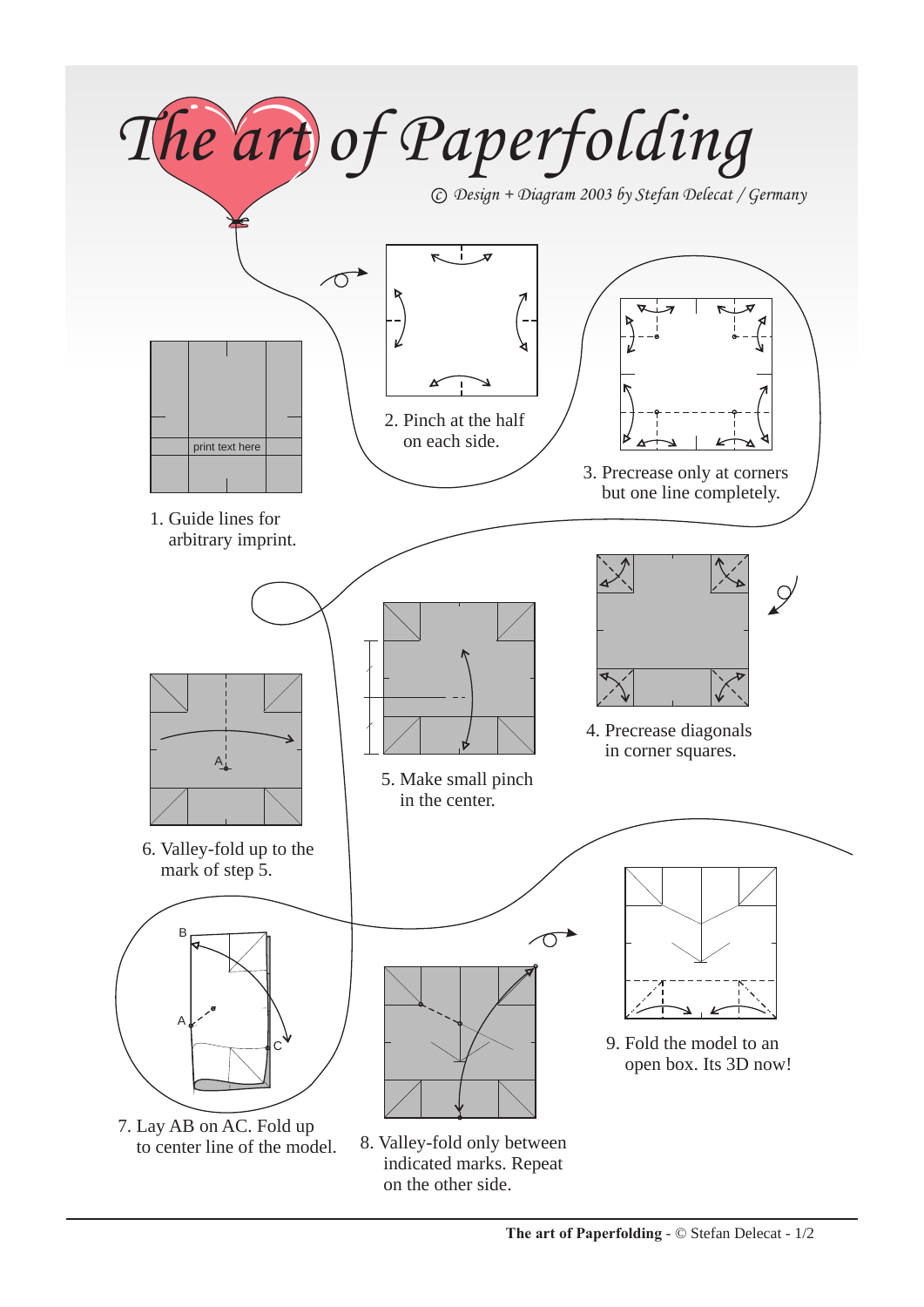# The art of Paperfolding

*© Design + Diagram 2003 by Stefan Delecat / Germany*

print text here

1. Guide lines for arbitrary imprint.

2. Pinch at the half on each side.

3. Precrease only at corners but one line completely.

4. Precrease diagonals in corner squares.

5. Make small pinch in the center.

6. Valley-fold up to the mark of step 5.

A

B

A

C

7. Lay AB on AC. Fold up to center line of the model.

8. Valley-fold only between indicated marks. Repeat on the other side.

9. Fold the model to an open box. Its 3D now!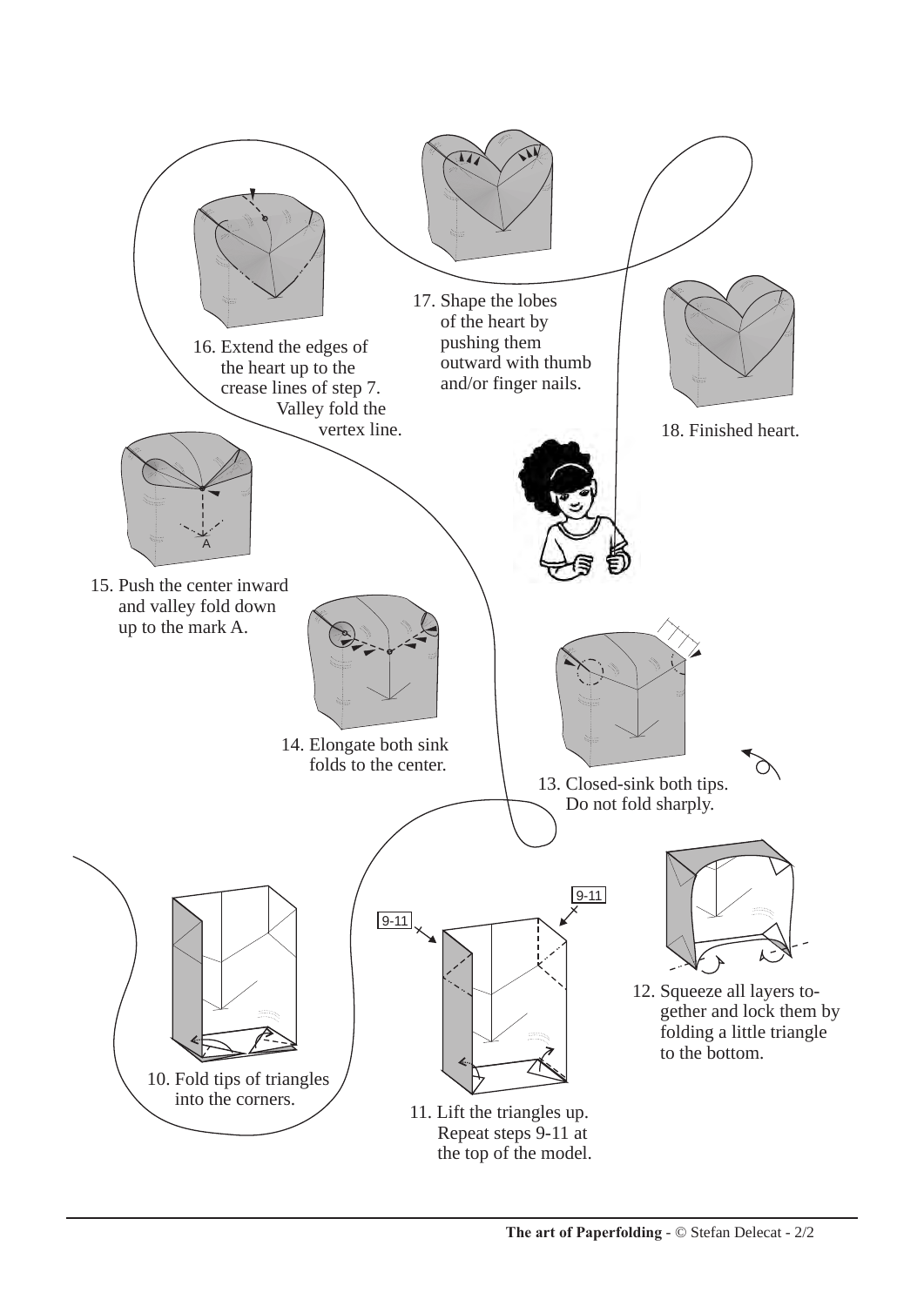16. Extend the edges of the heart up to the crease lines of step 7. Valley fold the vertex line.

17. Shape the lobes of the heart by pushing them outward with thumb and/or finger nails.

18. Finished heart.

A

15. Push the center inward and valley fold down up to the mark A.

14. Elongate both sink folds to the center.

13. Closed-sink both tips. Do not fold sharply.

9-11

9-11

12. Squeeze all layers together and lock them by folding a little triangle to the bottom.

10. Fold tips of triangles into the corners.

11. Lift the triangles up. Repeat steps 9-11 at the top of the model.

**The art of Paperfolding** - © Stefan Delecat - 2/2